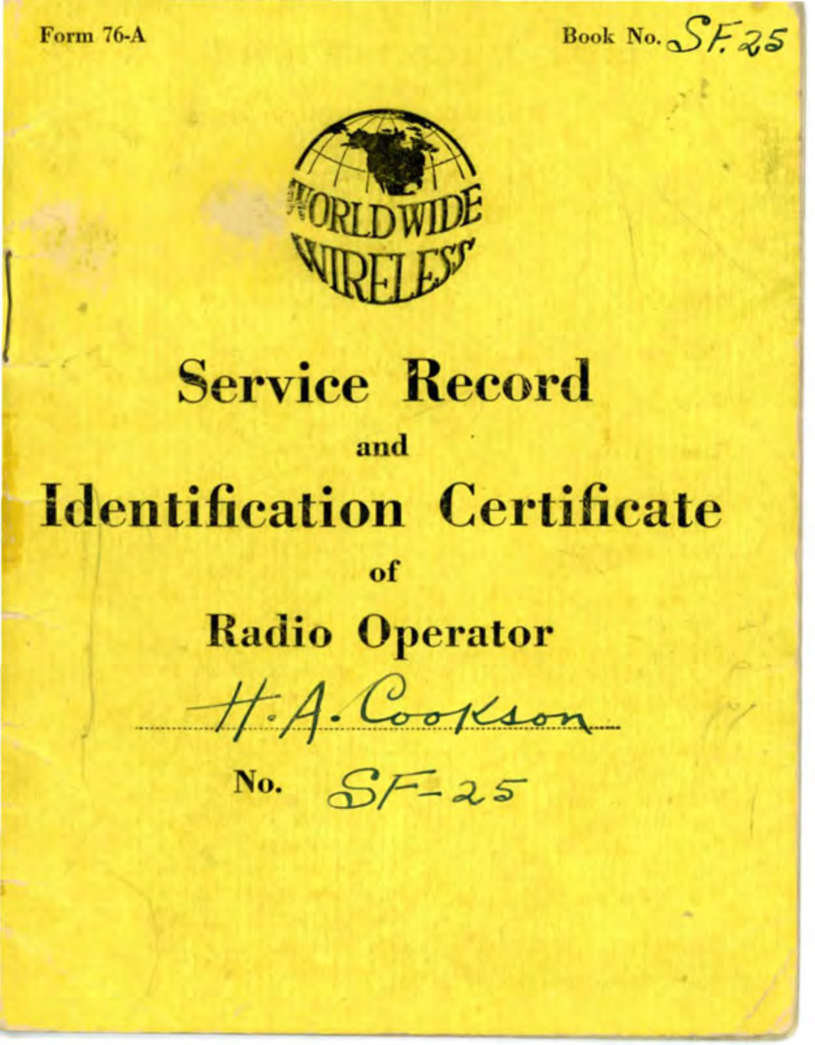Form 76-A

Book No. SF.25

WORLDWIDE WIRELESS

# Service Record

and

# Identification Certificate

of

## Radio Operator

H. A. Cookson

No. SF-25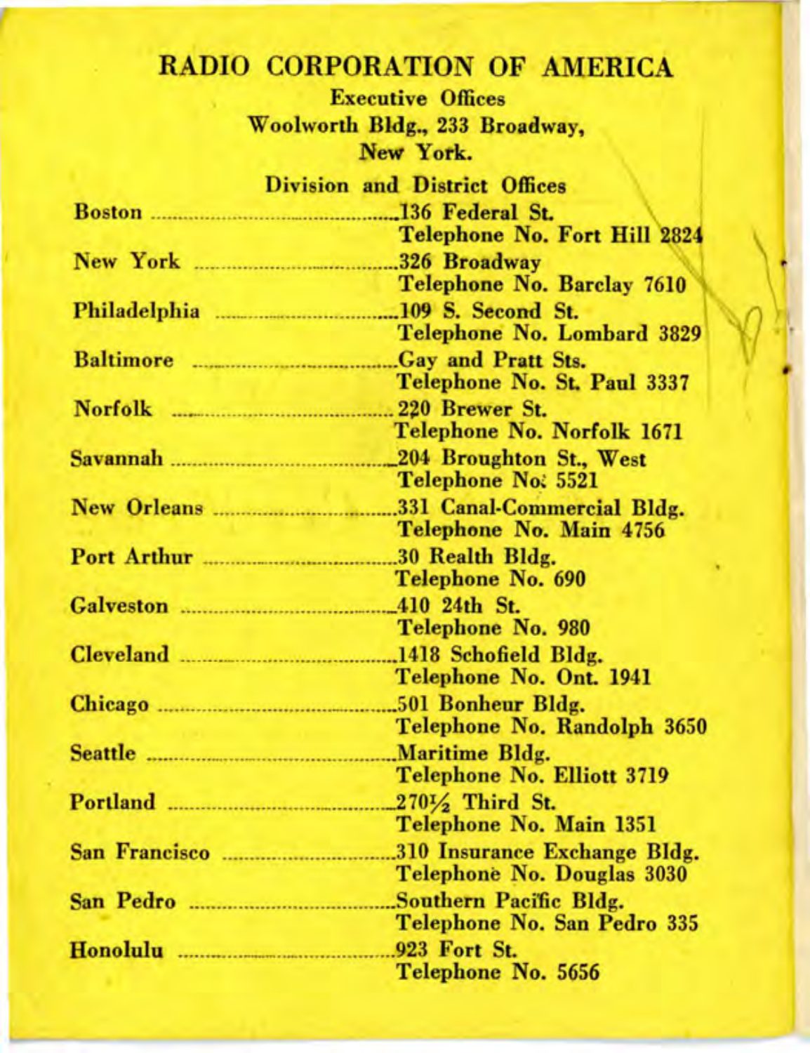# RADIO CORPORATION OF AMERICA

**Executive Offices**
**Woolworth Bldg., 233 Broadway,**
**New York.**

## Division and District Offices

| City | Address |
| --- | --- |
| Boston | 136 Federal St. Telephone No. Fort Hill 2824 |
| New York | 326 Broadway Telephone No. Barclay 7610 |
| Philadelphia | 109 S. Second St. Telephone No. Lombard 3829 |
| Baltimore | Gay and Pratt Sts. Telephone No. St. Paul 3337 |
| Norfolk | 220 Brewer St. Telephone No. Norfolk 1671 |
| Savannah | 204 Broughton St., West Telephone No. 5521 |
| New Orleans | 331 Canal-Commercial Bldg. Telephone No. Main 4756 |
| Port Arthur | 30 Realth Bldg. Telephone No. 690 |
| Galveston | 410 24th St. Telephone No. 980 |
| Cleveland | 1418 Schofield Bldg. Telephone No. Ont. 1941 |
| Chicago | 501 Bonheur Bldg. Telephone No. Randolph 3650 |
| Seattle | Maritime Bldg. Telephone No. Elliott 3719 |
| Portland | 270½ Third St. Telephone No. Main 1351 |
| San Francisco | 310 Insurance Exchange Bldg. Telephone No. Douglas 3030 |
| San Pedro | Southern Pacific Bldg. Telephone No. San Pedro 335 |
| Honolulu | 923 Fort St. Telephone No. 5656 |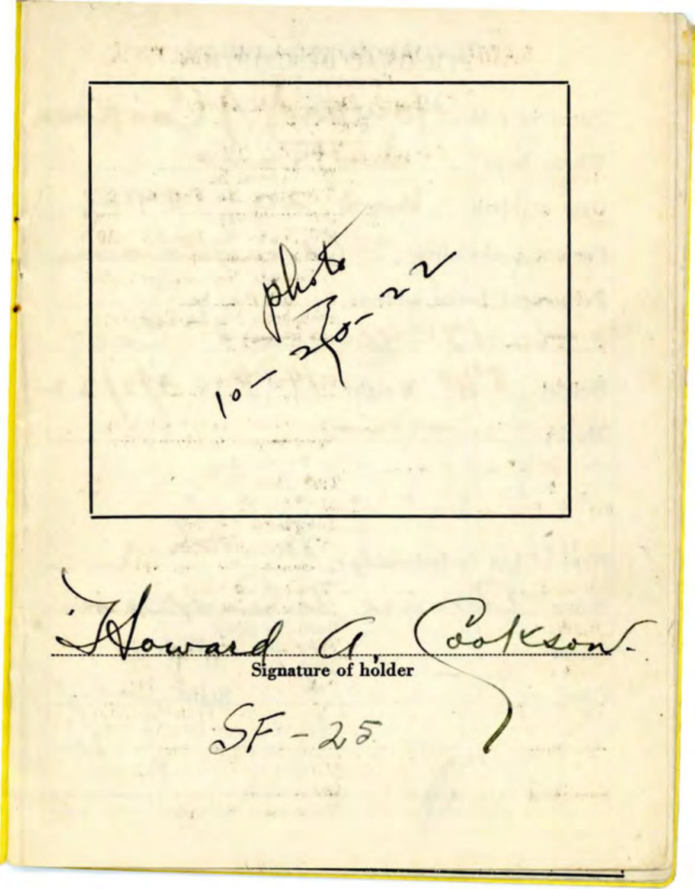photo
10-20-22

Howard A. Cookson

Signature of holder

SF-25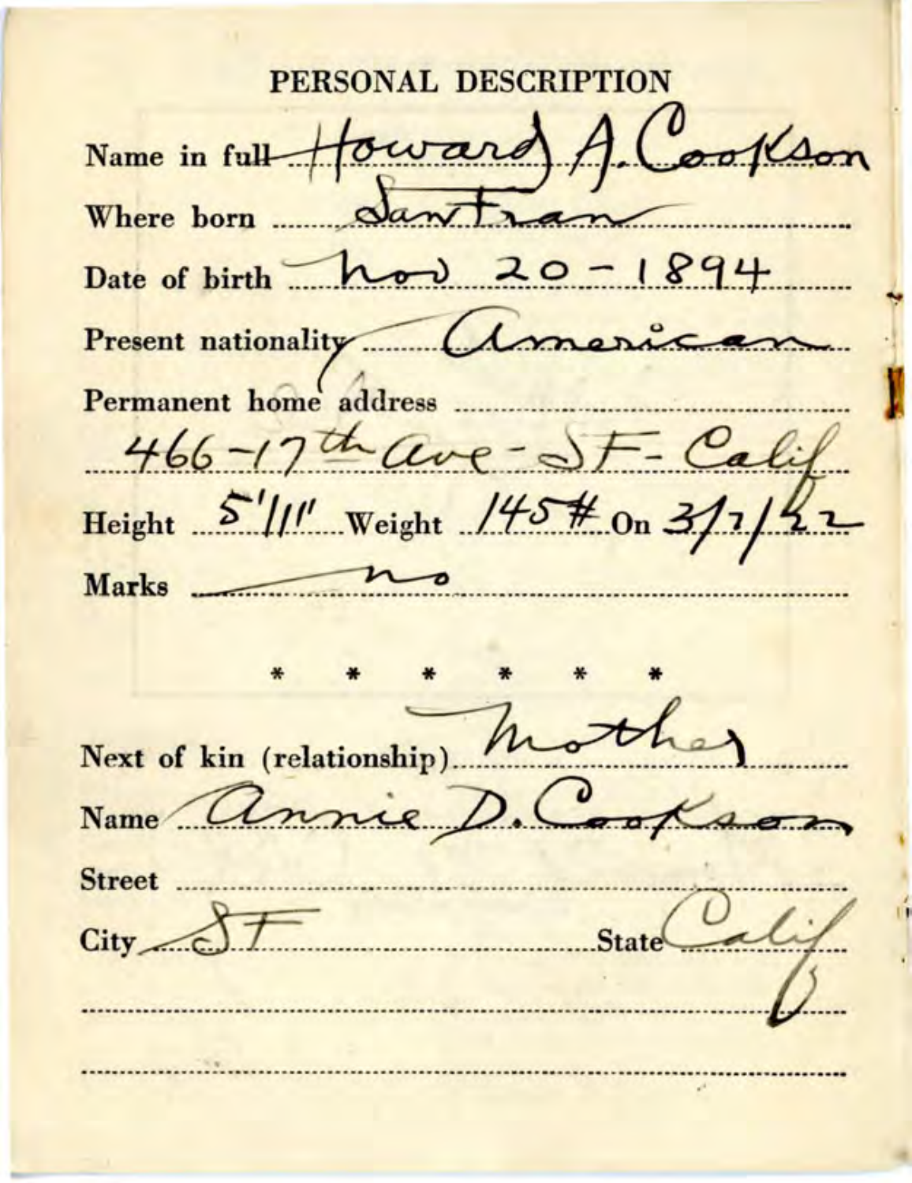# PERSONAL DESCRIPTION

Name in full Howard A. Cookson

Where born San Fran

Date of birth Nov 20 - 1894

Present nationality American

Permanent home address

466 - 17th ave - SF - Calif

Height 5'11" Weight 145# On 3/7/22

Marks no

\* \* \* \* \* \*

Next of kin (relationship) Mother

Name Annie D. Cookson

Street

City SF State Calif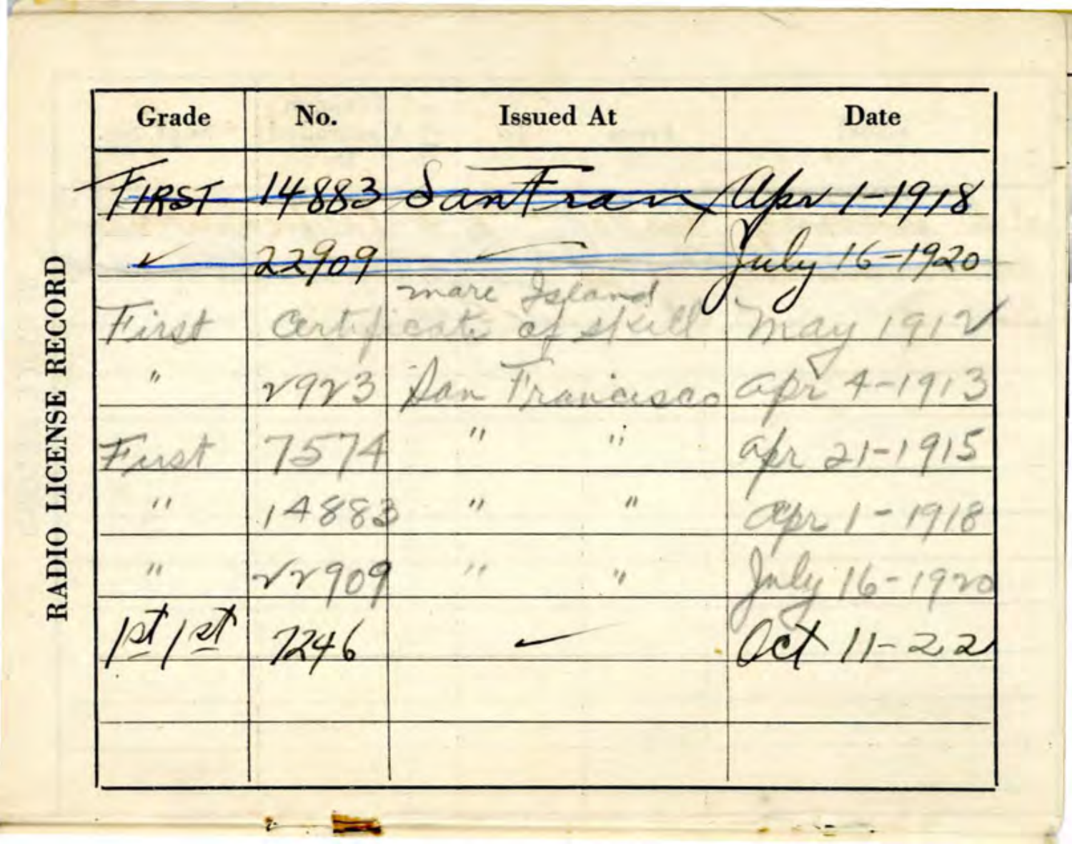# RADIO LICENSE RECORD

| Grade | No. | Issued At | Date |
|---|---|---|---|
| ~~FIRST~~ | ~~14883~~ | ~~San Fran~~ | ~~Apr 1-1918~~ |
| ~~←~~ | ~~22909~~ | ~~←~~ | ~~July 16-1920~~ |
| First | Certificate of skill | Mare Island | May 1912 |
| " | 2923 | San Francisco | Apr 4-1913 |
| First | 7574 | " " | Apr 21-1915 |
| " | 14883 | " " | Apr 1-1918 |
| " | 22909 | " " | July 16-1920 |
| 1st/1st | 7246 | ← | Oct 11-22 |
| | | | |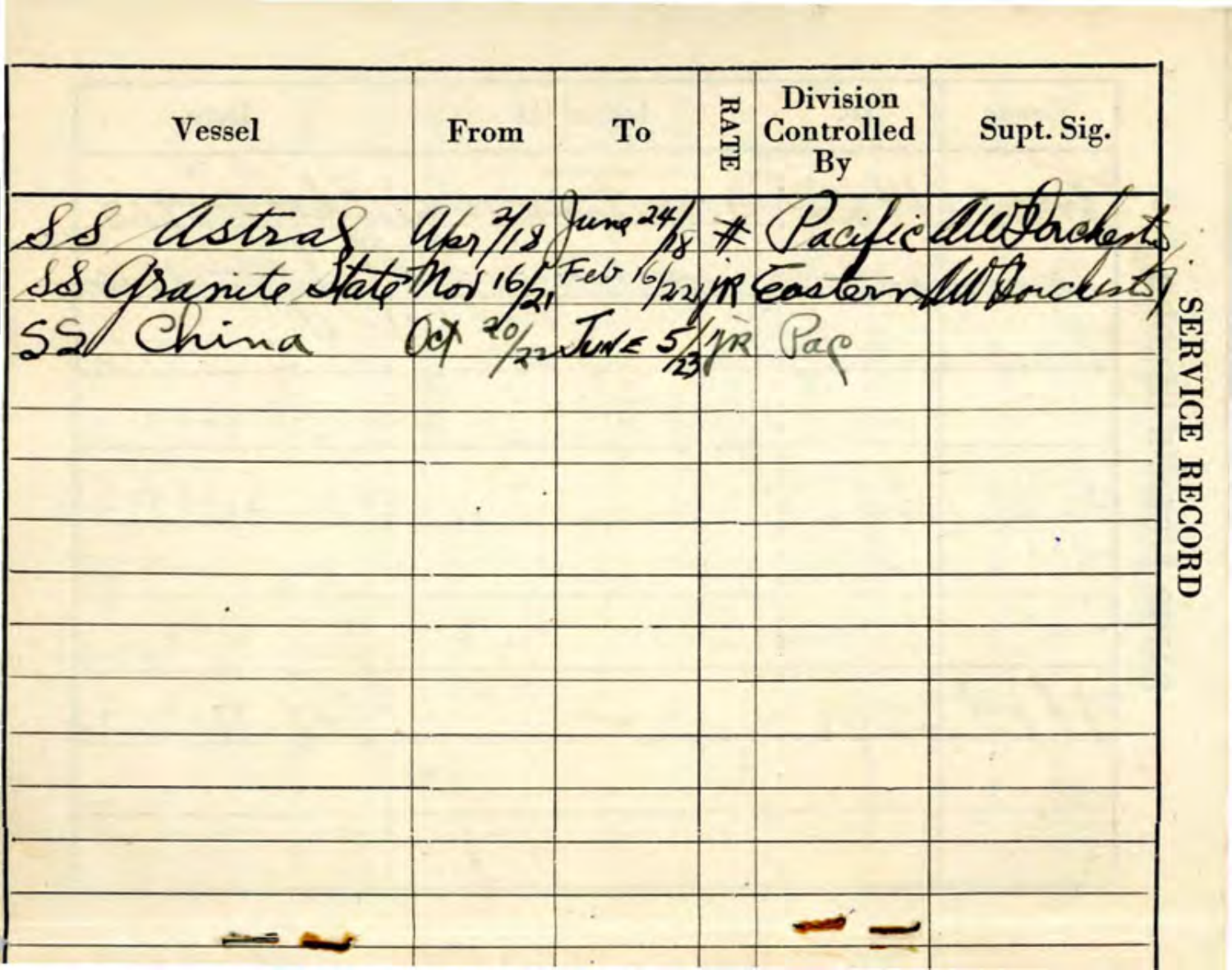**SERVICE RECORD**

| Vessel | From | To | RATE | Division Controlled By | Supt. Sig. |
|---|---|---|---|---|---|
| SS Astral | Apr 7/18 | June 24/18 | # | Pacific | AW Dockerty |
| SS Granite State | Nov 16/21 | Feb 16/22 | JR | Eastern | AW Dockerty |
| SS China | Oct 20/22 | June 5/23 | JR | Pac | |
| | | | | | |
| | | | | | |
| | | | | | |
| | | | | | |
| | | | | | |
| | | | | | |
| | | | | | |
| | | | | | |
| | | | | | |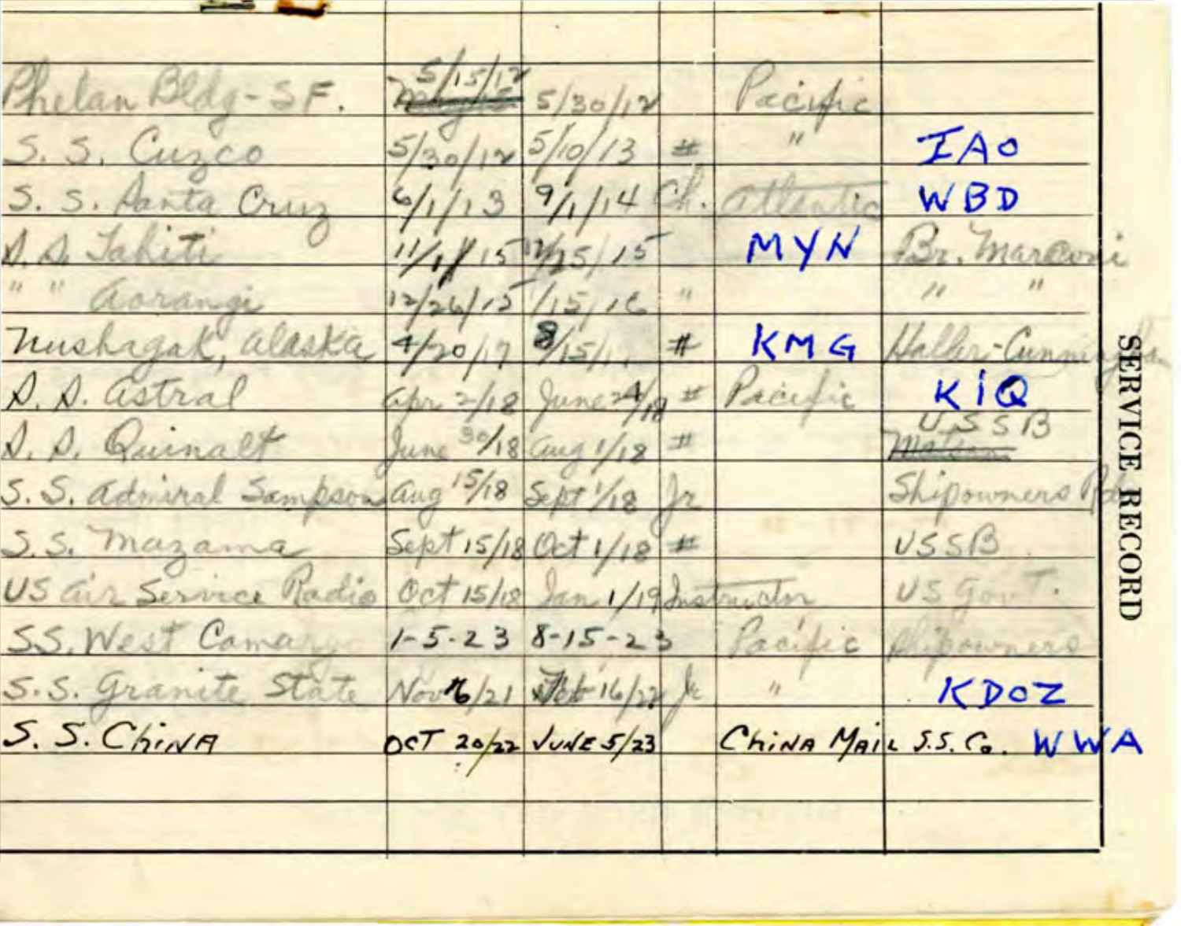| | | | | | |
|---|---|---|---|---|---|
| Phelan Bldg-SF. | ~~5/15/17~~ | 5/30/17 | | Pacific | |
| S. S. Cuzco | 5/30/17 | 5/10/13 | # | " | IAO |
| S. S. Santa Cruz | 6/1/13 | 9/1/14 | Ch. | Atlantic | WBD |
| S. S. Tahiti | 11/1/15 | 12/25/15 | | MYN | Br. Marconi |
| " " Aorangi | 12/26/15 | 1/15/16 | " | | " " |
| Nushagak, Alaska | 4/20/17 | 8/15/1. | # | KMG | Haller-Cunningham |
| S. S. Astral | Apr 2/18 | June 24/18 | # | Pacific | KIQ |
| S. S. Quinalt | June 30/18 | Aug 1/18 | # | | USSB ~~Matson~~ |
| S. S. Admiral Sampson | Aug 15/18 | Sept 1/18 | Jr. | | Shipowners Ra |
| S. S. Mazama | Sept 15/18 | Oct 1/18 | # | | USSB |
| US Air Service Radio | Oct 15/18 | Jan 1/19 | Instructor | | US Govt. |
| SS. West Camargo | 1-5-23 | 8-15-23 | | Pacific | Shipowners |
| S.S. Granite State | Nov 6/21 | Feb 16/22 | Jr | " | KDOZ |
| S. S. China | Oct 20/22 | June 5/23 | | China Mail S.S. Co. | WWA |

SERVICE RECORD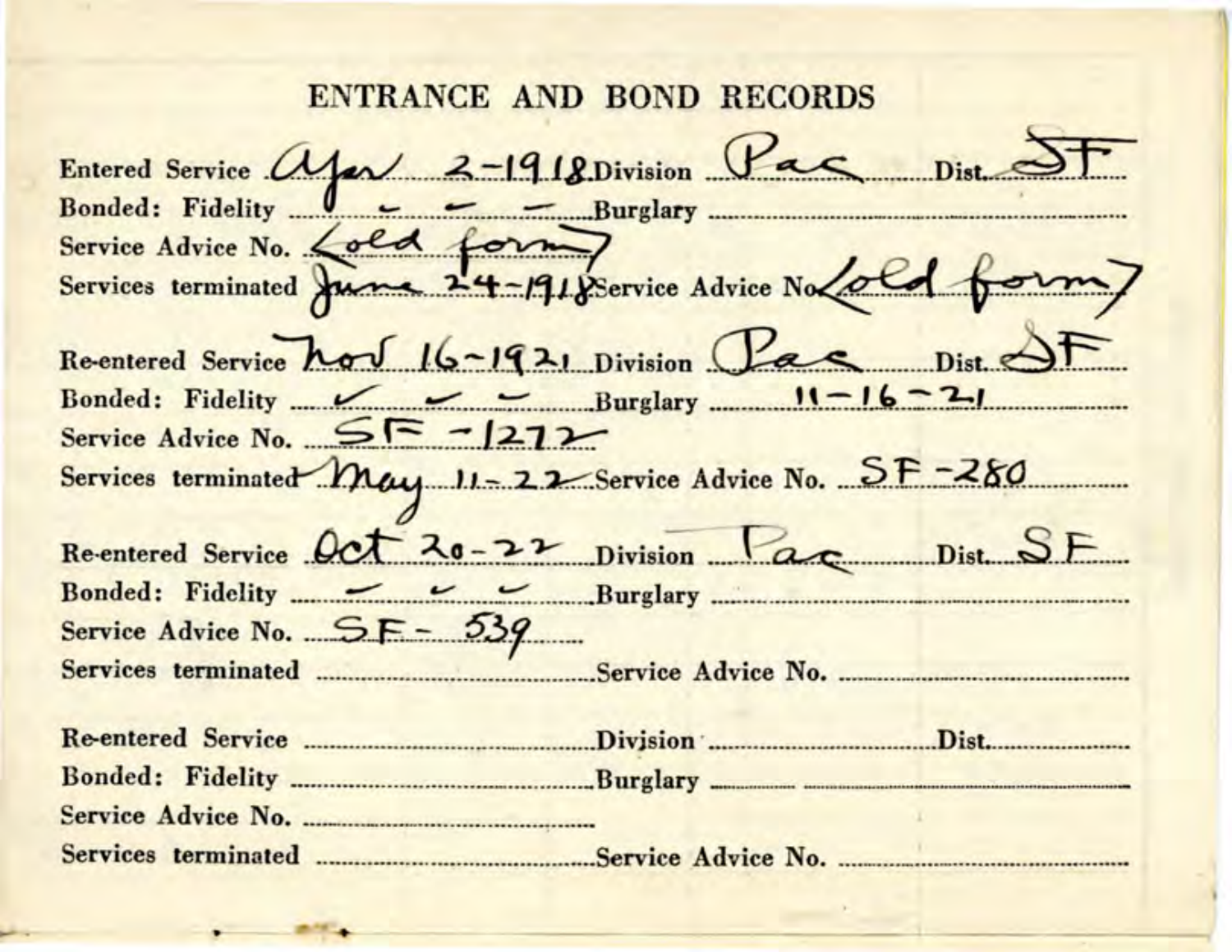# ENTRANCE AND BOND RECORDS

Entered Service Apr 2-1918 Division Pac Dist. SF
Bonded: Fidelity - - - Burglary
Service Advice No. <old form>
Services terminated June 24-1918 Service Advice No. <old form>

Re-entered Service Nov 16-1921 Division Pac Dist. SF
Bonded: Fidelity ✓ - - Burglary 11-16-21
Service Advice No. SF-1272
Services terminated May 11-22 Service Advice No. SF-280

Re-entered Service Oct 20-22 Division Pac Dist. SF
Bonded: Fidelity - ✓ ✓ Burglary
Service Advice No. SF-539
Services terminated Service Advice No.

Re-entered Service Division Dist.
Bonded: Fidelity Burglary
Service Advice No.
Services terminated Service Advice No.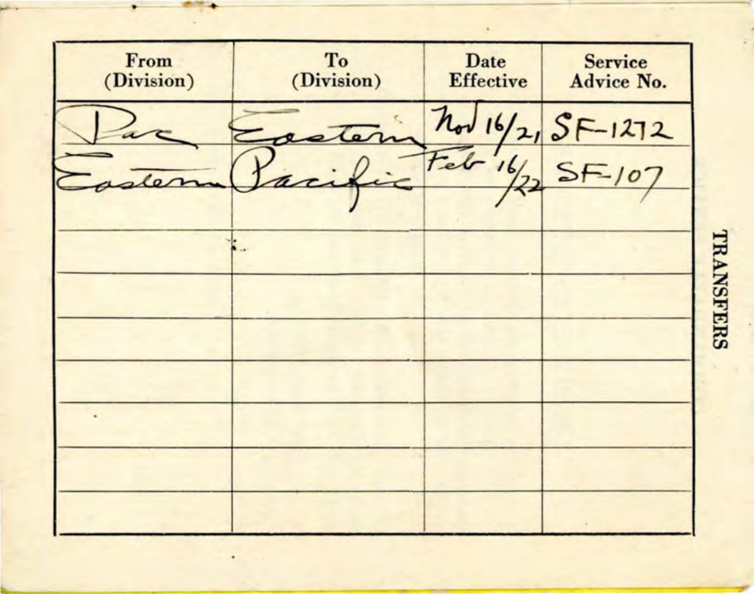**TRANSFERS**

| From (Division) | To (Division) | Date Effective | Service Advice No. |
|---|---|---|---|
| Pac | Eastern | Nov 16/21 | SF-1272 |
| Eastern | Pacific | Feb 16/22 | SF-107 |
| | | | |
| | | | |
| | | | |
| | | | |
| | | | |
| | | | |
| | | | |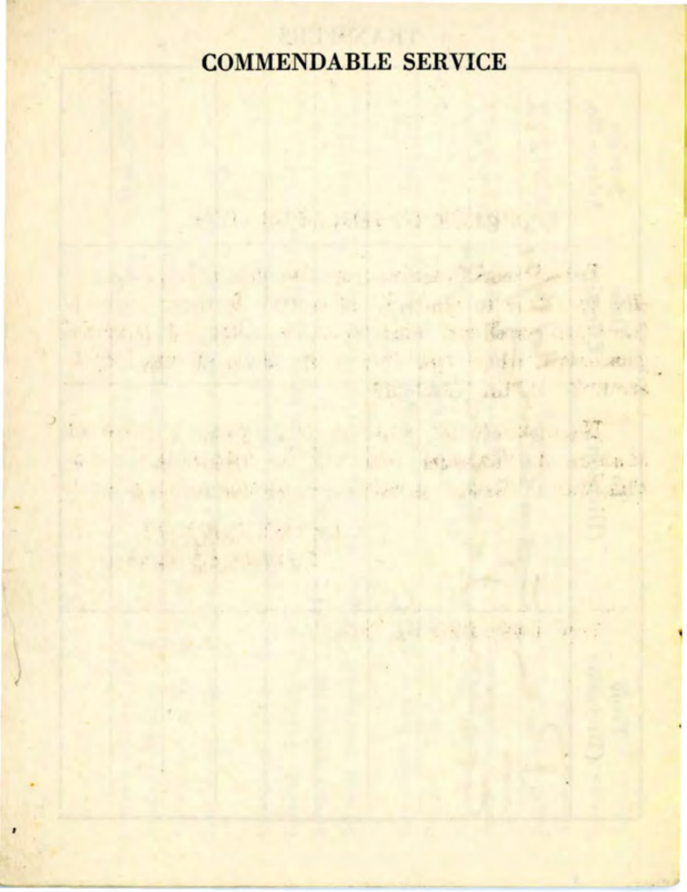# COMMENDABLE SERVICE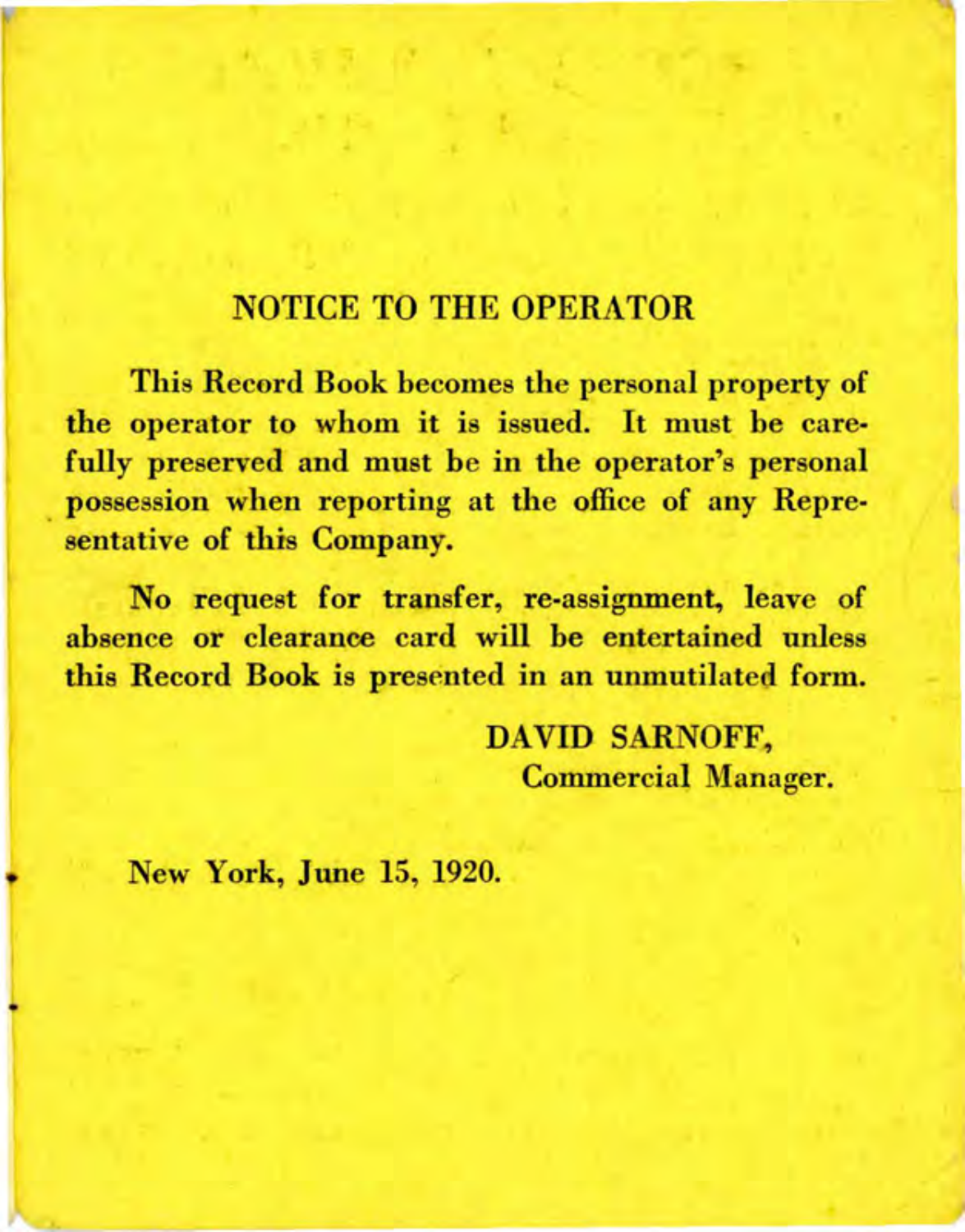## NOTICE TO THE OPERATOR

**This Record Book becomes the personal property of the operator to whom it is issued. It must be carefully preserved and must be in the operator's personal possession when reporting at the office of any Representative of this Company.**

**No request for transfer, re-assignment, leave of absence or clearance card will be entertained unless this Record Book is presented in an unmutilated form.**

**DAVID SARNOFF,**
**Commercial Manager.**

**New York, June 15, 1920.**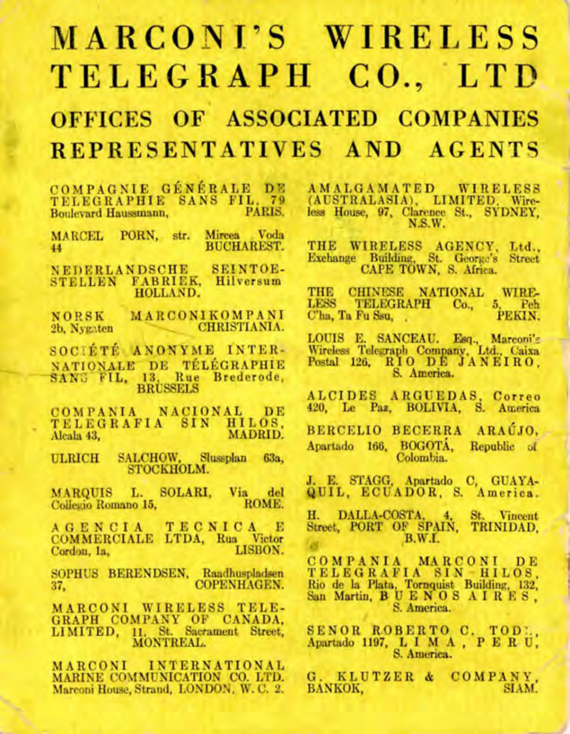# MARCONI'S WIRELESS TELEGRAPH CO., LTD

## OFFICES OF ASSOCIATED COMPANIES REPRESENTATIVES AND AGENTS

COMPAGNIE GÉNÉRALE DE TELEGRAPHIE SANS FIL, 79 Boulevard Haussmann, PARIS.

MARCEL PORN, str. Mircea Voda 44 BUCHAREST.

NEDERLANDSCHE SEINTOESTELLEN FABRIEK, Hilversum HOLLAND.

NORSK MARCONIKOMPANI 2b, Nygaten CHRISTIANIA.

SOCIÉTÉ ANONYME INTERNATIONALE DE TÉLÉGRAPHIE SANS FIL, 13, Rue Brederode, BRUSSELS

COMPANIA NACIONAL DE TELEGRAFIA SIN HILOS, Alcala 43, MADRID.

ULRICH SALCHOW, Slussplan 63a, STOCKHOLM.

MARQUIS L. SOLARI, Via del Collegio Romano 15, ROME.

AGENCIA TECNICA E COMMERCIALE LTDA, Rua Victor Cordon, 1a, LISBON.

SOPHUS BERENDSEN, Raadhuspladsen 37, COPENHAGEN.

MARCONI WIRELESS TELEGRAPH COMPANY OF CANADA, LIMITED, 11, St. Sacrament Street, MONTREAL.

MARCONI INTERNATIONAL MARINE COMMUNICATION CO. LTD. Marconi House, Strand, LONDON, W. C. 2.

AMALGAMATED WIRELESS (AUSTRALASIA), LIMITED, Wireless House, 97, Clarence St., SYDNEY, N.S.W.

THE WIRELESS AGENCY, Ltd., Exchange Building, St. George's Street CAPE TOWN, S. Africa.

THE CHINESE NATIONAL WIRELESS TELEGRAPH Co., 5, Peh C'ha, Ta Fu Ssu, PEKIN.

LOUIS E. SANCEAU, Esq., Marconi's Wireless Telegraph Company, Ltd., Caixa Postal 126, RIO DE JANEIRO, S. America.

ALCIDES ARGUEDAS, Correo 420, La Paz, BOLIVIA, S. America

BERCELIO BECERRA ARAÚJO, Apartado 166, BOGOTÁ, Republic of Colombia.

J. E. STAGG, Apartado C, GUAYAQUIL, ECUADOR, S. America.

H. DALLA-COSTA, 4, St. Vincent Street, PORT OF SPAIN, TRINIDAD, B.W.I.

COMPANIA MARCONI DE TELEGRAFIA SIN HILOS, Rio de la Plata, Tornquist Building, 132, San Martin, BUENOS AIRES, S. America.

SENOR ROBERTO C. TODD, Apartado 1197, LIMA, PERU, S. America.

G. KLUTZER & COMPANY, BANKOK, SIAM.